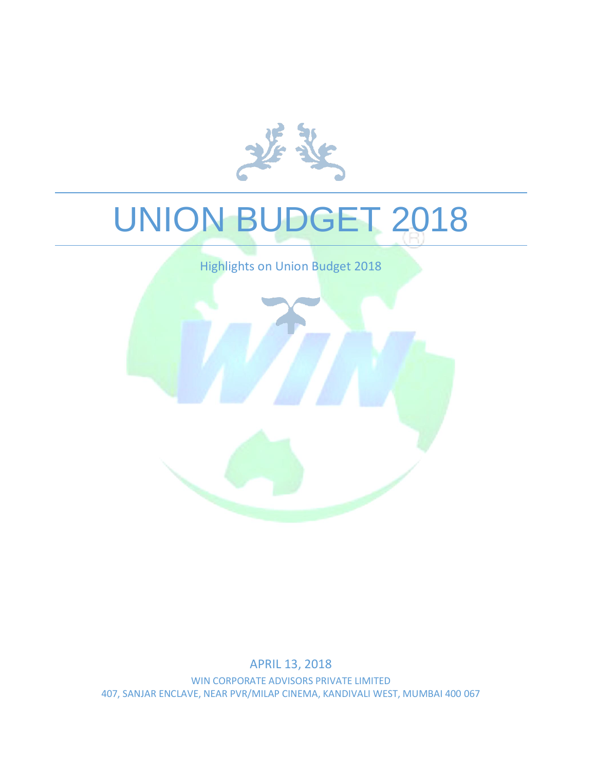# UNION BUDGET 2018

Highlights on Union Budget 2018

APRIL 13, 2018

WIN CORPORATE ADVISORS PRIVATE LIMITED

407, SANJAR ENCLAVE, NEAR PVR/MILAP CINEMA, KANDIVALI WEST, MUMBAI 400 067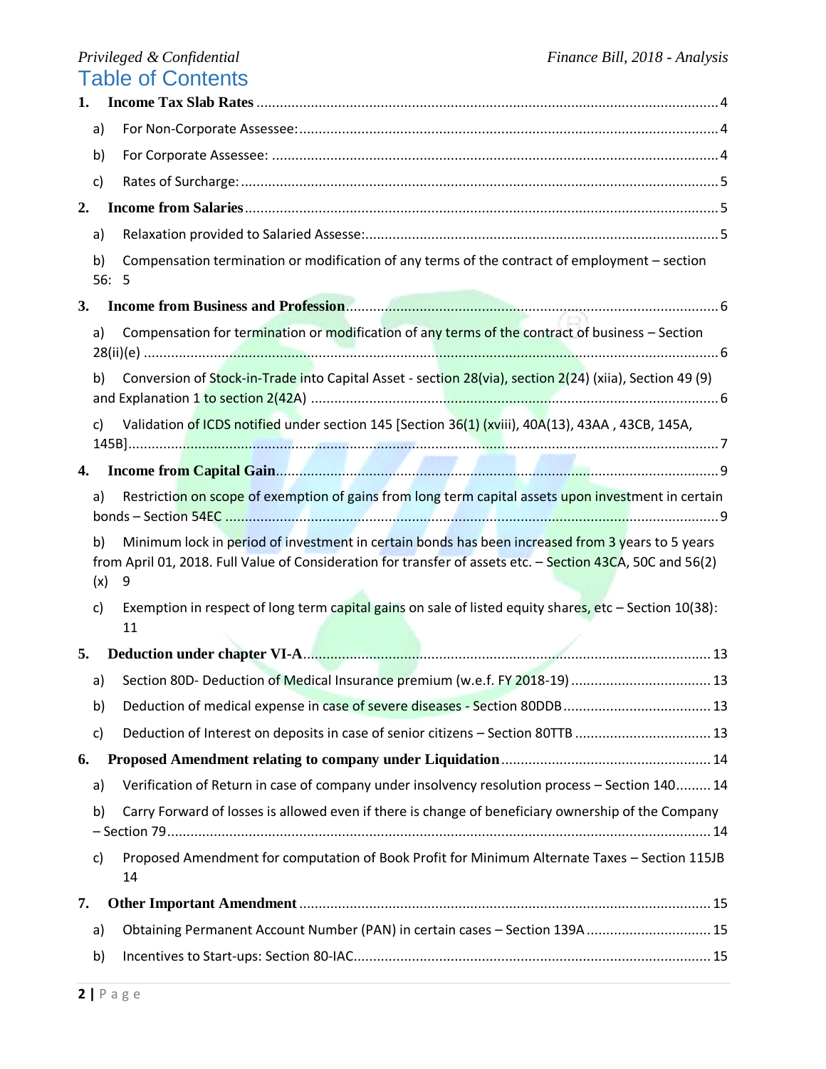# Table of Contents

1. **Income Tax Slab Rates** .... 4
   - a) For Non-Corporate Assessee: .... 4
   - b) For Corporate Assessee: .... 4
   - c) Rates of Surcharge: .... 5
2. **Income from Salaries** .... 5
   - a) Relaxation provided to Salaried Assesse: .... 5
   - b) Compensation termination or modification of any terms of the contract of employment – section 56: 5
3. **Income from Business and Profession** .... 6
   - a) Compensation for termination or modification of any terms of the contract of business – Section 28(ii)(e) .... 6
   - b) Conversion of Stock-in-Trade into Capital Asset - section 28(via), section 2(24) (xiia), Section 49 (9) and Explanation 1 to section 2(42A) .... 6
   - c) Validation of ICDS notified under section 145 [Section 36(1) (xviii), 40A(13), 43AA , 43CB, 145A, 145B] .... 7
4. **Income from Capital Gain** .... 9
   - a) Restriction on scope of exemption of gains from long term capital assets upon investment in certain bonds – Section 54EC .... 9
   - b) Minimum lock in period of investment in certain bonds has been increased from 3 years to 5 years from April 01, 2018. Full Value of Consideration for transfer of assets etc. – Section 43CA, 50C and 56(2)(x) 9
   - c) Exemption in respect of long term capital gains on sale of listed equity shares, etc – Section 10(38): 11
5. **Deduction under chapter VI-A** .... 13
   - a) Section 80D- Deduction of Medical Insurance premium (w.e.f. FY 2018-19) .... 13
   - b) Deduction of medical expense in case of severe diseases - Section 80DDB .... 13
   - c) Deduction of Interest on deposits in case of senior citizens – Section 80TTB .... 13
6. **Proposed Amendment relating to company under Liquidation** .... 14
   - a) Verification of Return in case of company under insolvency resolution process – Section 140 .... 14
   - b) Carry Forward of losses is allowed even if there is change of beneficiary ownership of the Company – Section 79 .... 14
   - c) Proposed Amendment for computation of Book Profit for Minimum Alternate Taxes – Section 115JB 14
7. **Other Important Amendment** .... 15
   - a) Obtaining Permanent Account Number (PAN) in certain cases – Section 139A .... 15
   - b) Incentives to Start-ups: Section 80-IAC .... 15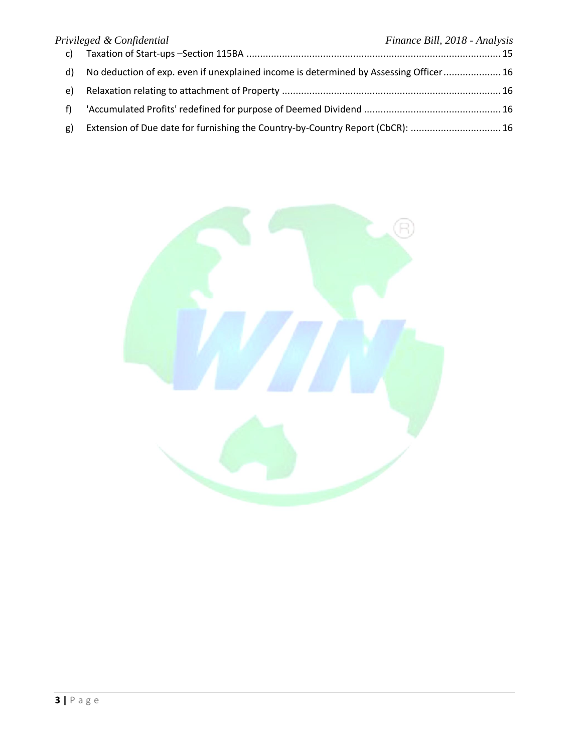c) Taxation of Start-ups –Section 115BA ............................................................................................ 15

d) No deduction of exp. even if unexplained income is determined by Assessing Officer..................... 16

e) Relaxation relating to attachment of Property ............................................................................... 16

f) 'Accumulated Profits' redefined for purpose of Deemed Dividend ................................................. 16

g) Extension of Due date for furnishing the Country-by-Country Report (CbCR): ................................ 16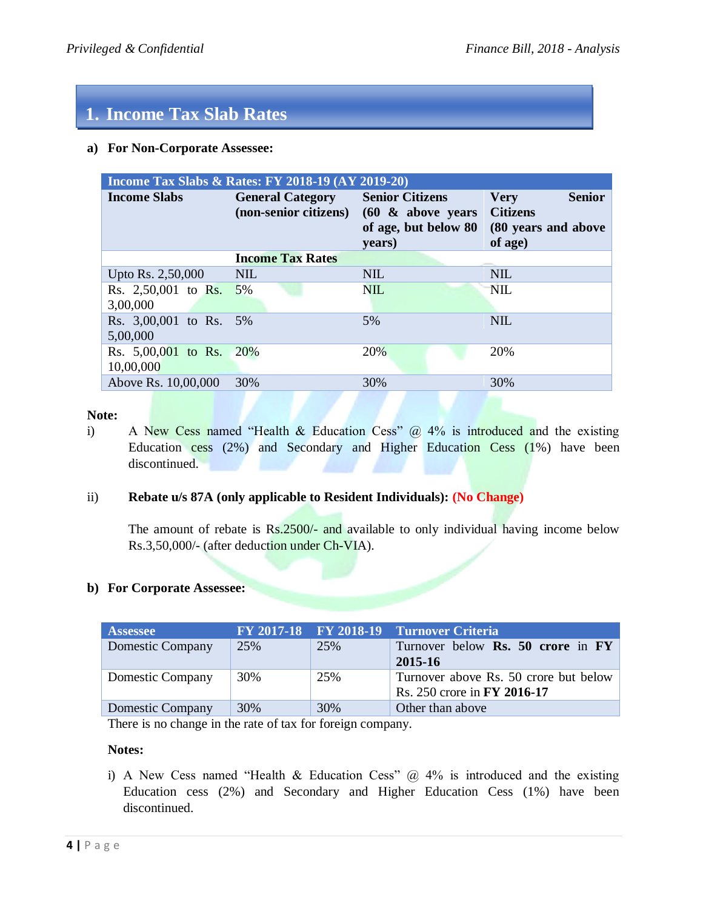# 1. Income Tax Slab Rates

**a) For Non-Corporate Assessee:**

| Income Tax Slabs & Rates: FY 2018-19 (AY 2019-20) | | | |
|---|---|---|---|
| **Income Slabs** | **General Category (non-senior citizens)** | **Senior Citizens (60 & above years of age, but below 80 years)** | **Very Senior Citizens (80 years and above of age)** |
| | **Income Tax Rates** | | |
| Upto Rs. 2,50,000 | NIL | NIL | NIL |
| Rs. 2,50,001 to Rs. 3,00,000 | 5% | NIL | NIL |
| Rs. 3,00,001 to Rs. 5,00,000 | 5% | 5% | NIL |
| Rs. 5,00,001 to Rs. 10,00,000 | 20% | 20% | 20% |
| Above Rs. 10,00,000 | 30% | 30% | 30% |

**Note:**

i) A New Cess named "Health & Education Cess" @ 4% is introduced and the existing Education cess (2%) and Secondary and Higher Education Cess (1%) have been discontinued.

ii) **Rebate u/s 87A (only applicable to Resident Individuals): (No Change)**

The amount of rebate is Rs.2500/- and available to only individual having income below Rs.3,50,000/- (after deduction under Ch-VIA).

**b) For Corporate Assessee:**

| Assessee | FY 2017-18 | FY 2018-19 | Turnover Criteria |
|---|---|---|---|
| Domestic Company | 25% | 25% | Turnover below **Rs. 50 crore** in **FY 2015-16** |
| Domestic Company | 30% | 25% | Turnover above Rs. 50 crore but below Rs. 250 crore in **FY 2016-17** |
| Domestic Company | 30% | 30% | Other than above |

There is no change in the rate of tax for foreign company.

**Notes:**

i) A New Cess named "Health & Education Cess" @ 4% is introduced and the existing Education cess (2%) and Secondary and Higher Education Cess (1%) have been discontinued.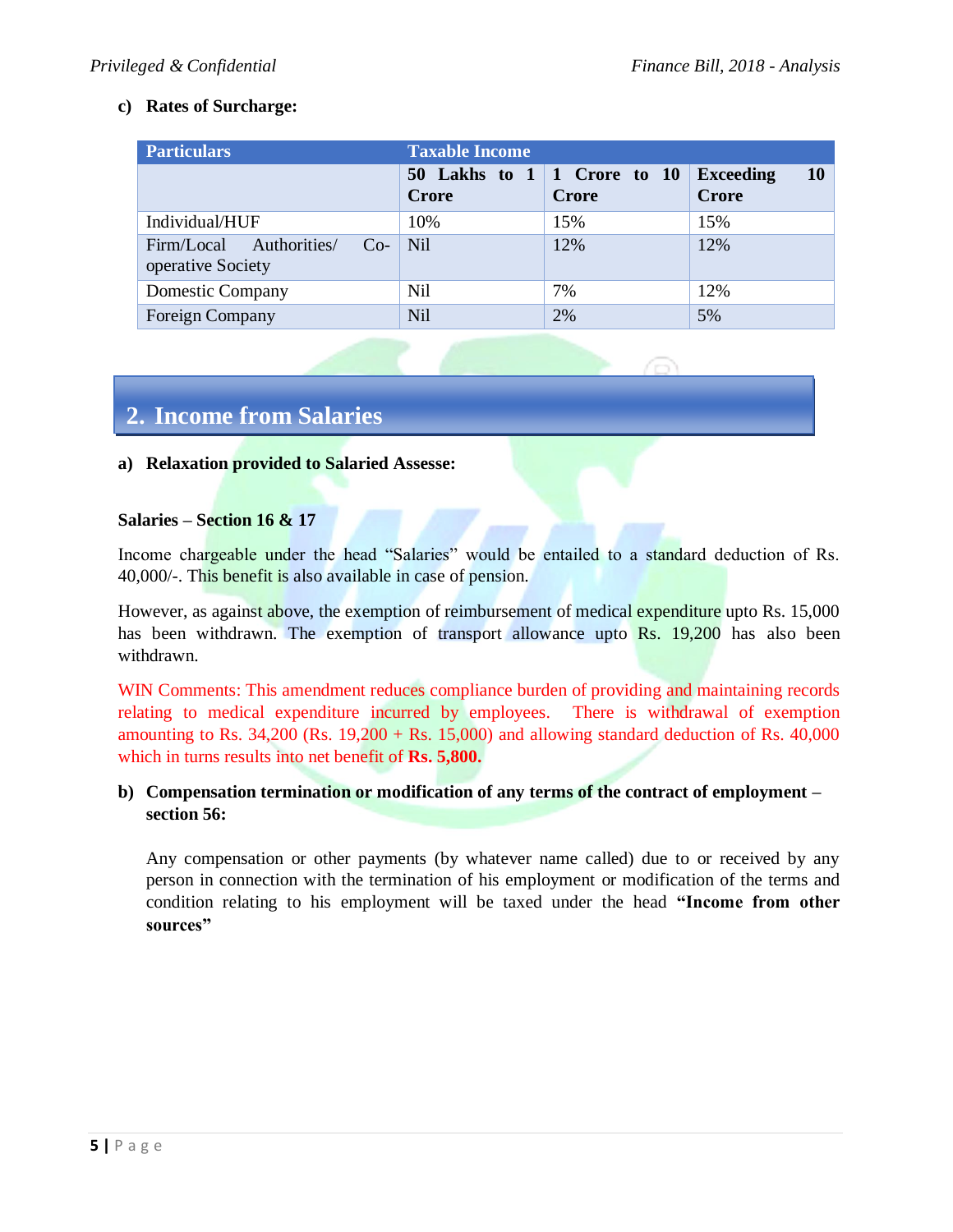**c) Rates of Surcharge:**

| Particulars | Taxable Income | | |
|---|---|---|---|
| | **50 Lakhs to 1 Crore** | **1 Crore to 10 Crore** | **Exceeding 10 Crore** |
| Individual/HUF | 10% | 15% | 15% |
| Firm/Local Authorities/ Co-operative Society | Nil | 12% | 12% |
| Domestic Company | Nil | 7% | 12% |
| Foreign Company | Nil | 2% | 5% |

## 2. Income from Salaries

**a) Relaxation provided to Salaried Assesse:**

**Salaries – Section 16 & 17**

Income chargeable under the head "Salaries" would be entailed to a standard deduction of Rs. 40,000/-. This benefit is also available in case of pension.

However, as against above, the exemption of reimbursement of medical expenditure upto Rs. 15,000 has been withdrawn. The exemption of transport allowance upto Rs. 19,200 has also been withdrawn.

WIN Comments: This amendment reduces compliance burden of providing and maintaining records relating to medical expenditure incurred by employees. There is withdrawal of exemption amounting to Rs. 34,200 (Rs. 19,200 + Rs. 15,000) and allowing standard deduction of Rs. 40,000 which in turns results into net benefit of **Rs. 5,800.**

**b) Compensation termination or modification of any terms of the contract of employment – section 56:**

Any compensation or other payments (by whatever name called) due to or received by any person in connection with the termination of his employment or modification of the terms and condition relating to his employment will be taxed under the head **"Income from other sources"**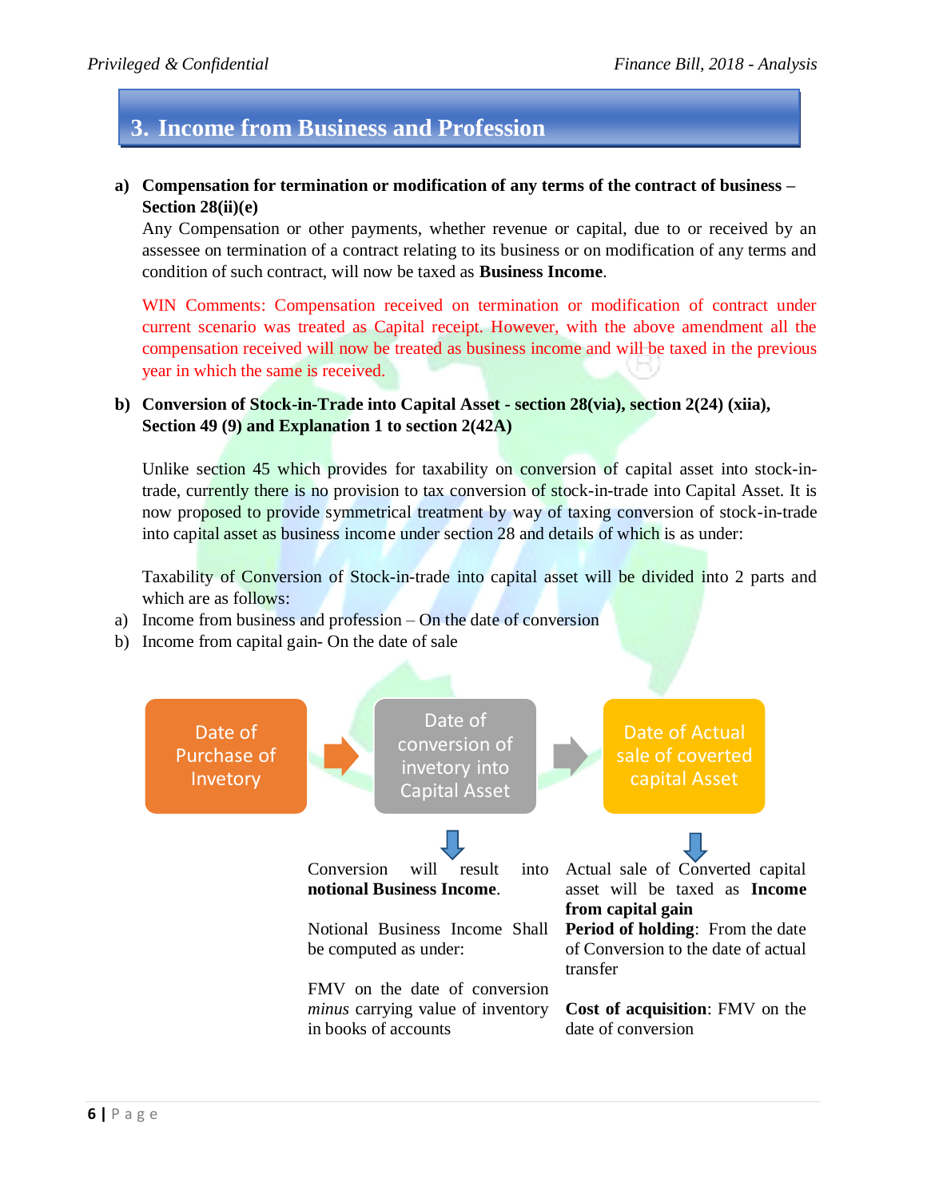# 3. Income from Business and Profession

**a) Compensation for termination or modification of any terms of the contract of business – Section 28(ii)(e)**

Any Compensation or other payments, whether revenue or capital, due to or received by an assessee on termination of a contract relating to its business or on modification of any terms and condition of such contract, will now be taxed as **Business Income**.

WIN Comments: Compensation received on termination or modification of contract under current scenario was treated as Capital receipt. However, with the above amendment all the compensation received will now be treated as business income and will be taxed in the previous year in which the same is received.

**b) Conversion of Stock-in-Trade into Capital Asset - section 28(via), section 2(24) (xiia), Section 49 (9) and Explanation 1 to section 2(42A)**

Unlike section 45 which provides for taxability on conversion of capital asset into stock-in-trade, currently there is no provision to tax conversion of stock-in-trade into Capital Asset. It is now proposed to provide symmetrical treatment by way of taxing conversion of stock-in-trade into capital asset as business income under section 28 and details of which is as under:

Taxability of Conversion of Stock-in-trade into capital asset will be divided into 2 parts and which are as follows:

a) Income from business and profession – On the date of conversion
b) Income from capital gain- On the date of sale

Date of Purchase of Invetory → Date of conversion of invetory into Capital Asset → Date of Actual sale of coverted capital Asset

| Date of conversion of invetory into Capital Asset | Date of Actual sale of coverted capital Asset |
|---|---|
| Conversion will result into **notional Business Income**. | Actual sale of Converted capital asset will be taxed as **Income from capital gain** |
| Notional Business Income Shall be computed as under: | **Period of holding**: From the date of Conversion to the date of actual transfer |
| FMV on the date of conversion *minus* carrying value of inventory in books of accounts | **Cost of acquisition**: FMV on the date of conversion |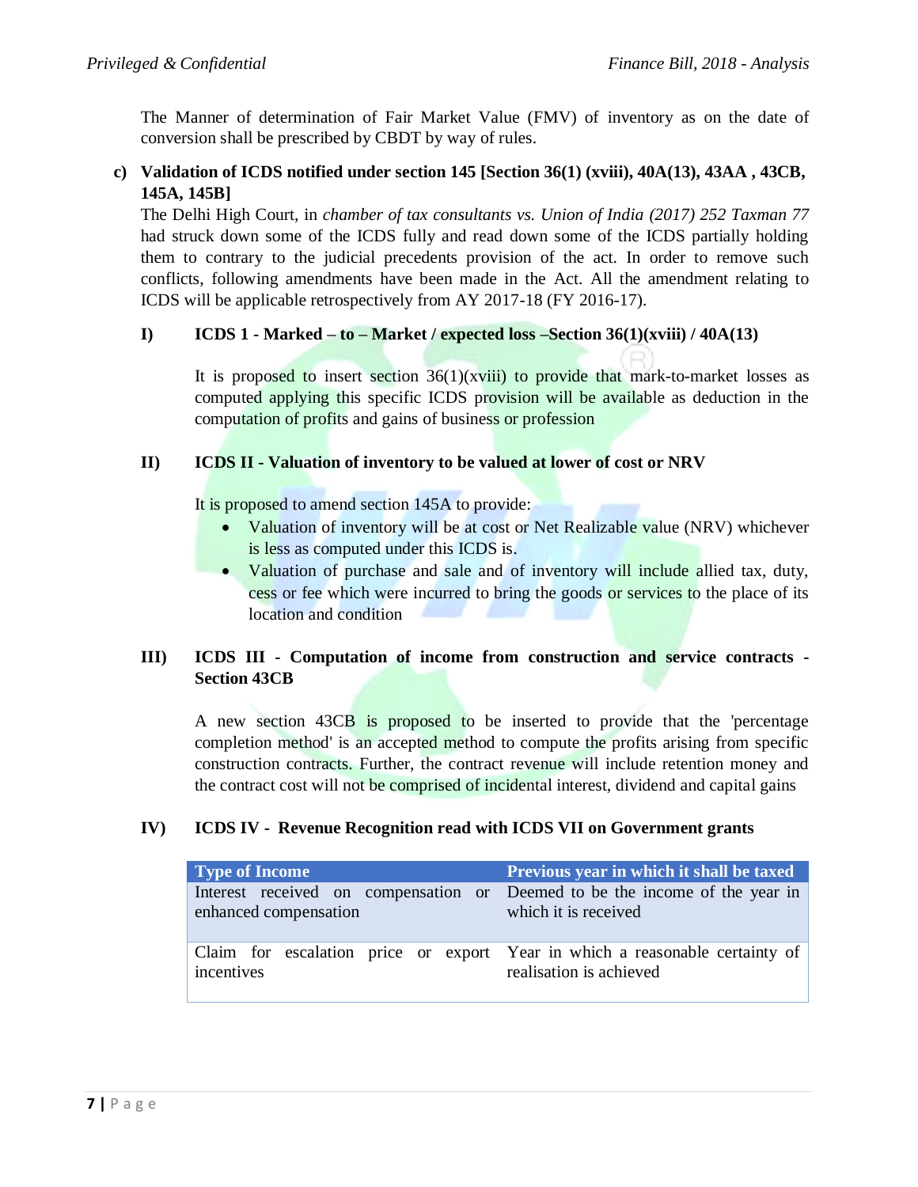The Manner of determination of Fair Market Value (FMV) of inventory as on the date of conversion shall be prescribed by CBDT by way of rules.

**c) Validation of ICDS notified under section 145 [Section 36(1) (xviii), 40A(13), 43AA , 43CB, 145A, 145B]**

The Delhi High Court, in *chamber of tax consultants vs. Union of India (2017) 252 Taxman 77* had struck down some of the ICDS fully and read down some of the ICDS partially holding them to contrary to the judicial precedents provision of the act. In order to remove such conflicts, following amendments have been made in the Act. All the amendment relating to ICDS will be applicable retrospectively from AY 2017-18 (FY 2016-17).

**I) ICDS 1 - Marked – to – Market / expected loss –Section 36(1)(xviii) / 40A(13)**

It is proposed to insert section 36(1)(xviii) to provide that mark-to-market losses as computed applying this specific ICDS provision will be available as deduction in the computation of profits and gains of business or profession

**II) ICDS II - Valuation of inventory to be valued at lower of cost or NRV**

It is proposed to amend section 145A to provide:

- Valuation of inventory will be at cost or Net Realizable value (NRV) whichever is less as computed under this ICDS is.
- Valuation of purchase and sale and of inventory will include allied tax, duty, cess or fee which were incurred to bring the goods or services to the place of its location and condition

**III) ICDS III - Computation of income from construction and service contracts - Section 43CB**

A new section 43CB is proposed to be inserted to provide that the 'percentage completion method' is an accepted method to compute the profits arising from specific construction contracts. Further, the contract revenue will include retention money and the contract cost will not be comprised of incidental interest, dividend and capital gains

**IV) ICDS IV - Revenue Recognition read with ICDS VII on Government grants**

| Type of Income | Previous year in which it shall be taxed |
|---|---|
| Interest received on compensation or enhanced compensation | Deemed to be the income of the year in which it is received |
| Claim for escalation price or export incentives | Year in which a reasonable certainty of realisation is achieved |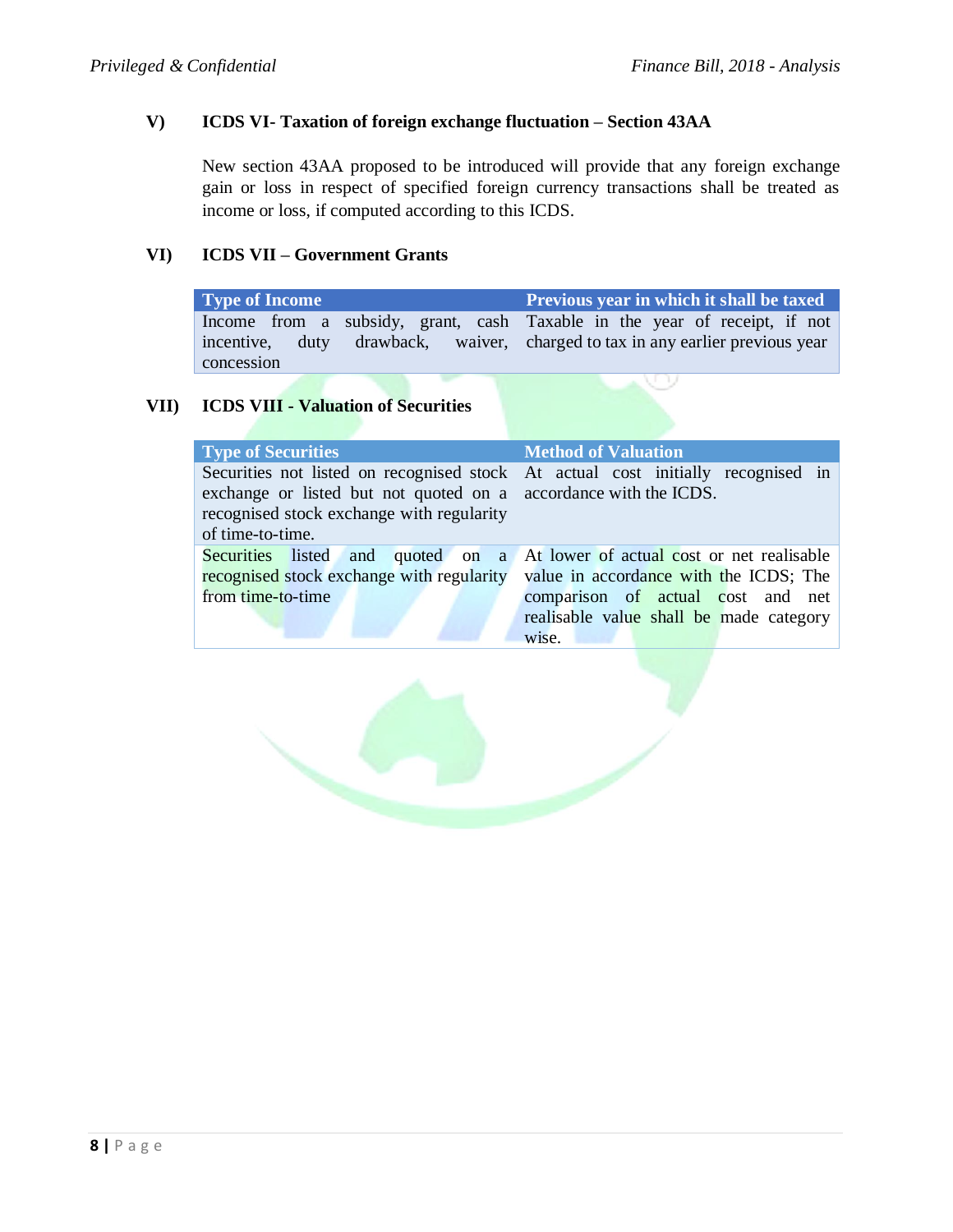### V) ICDS VI- Taxation of foreign exchange fluctuation – Section 43AA

New section 43AA proposed to be introduced will provide that any foreign exchange gain or loss in respect of specified foreign currency transactions shall be treated as income or loss, if computed according to this ICDS.

### VI) ICDS VII – Government Grants

| Type of Income | Previous year in which it shall be taxed |
|---|---|
| Income from a subsidy, grant, cash incentive, duty drawback, waiver, concession | Taxable in the year of receipt, if not charged to tax in any earlier previous year |

### VII) ICDS VIII - Valuation of Securities

| Type of Securities | Method of Valuation |
|---|---|
| Securities not listed on recognised stock exchange or listed but not quoted on a recognised stock exchange with regularity of time-to-time. | At actual cost initially recognised in accordance with the ICDS. |
| Securities listed and quoted on a recognised stock exchange with regularity from time-to-time | At lower of actual cost or net realisable value in accordance with the ICDS; The comparison of actual cost and net realisable value shall be made category wise. |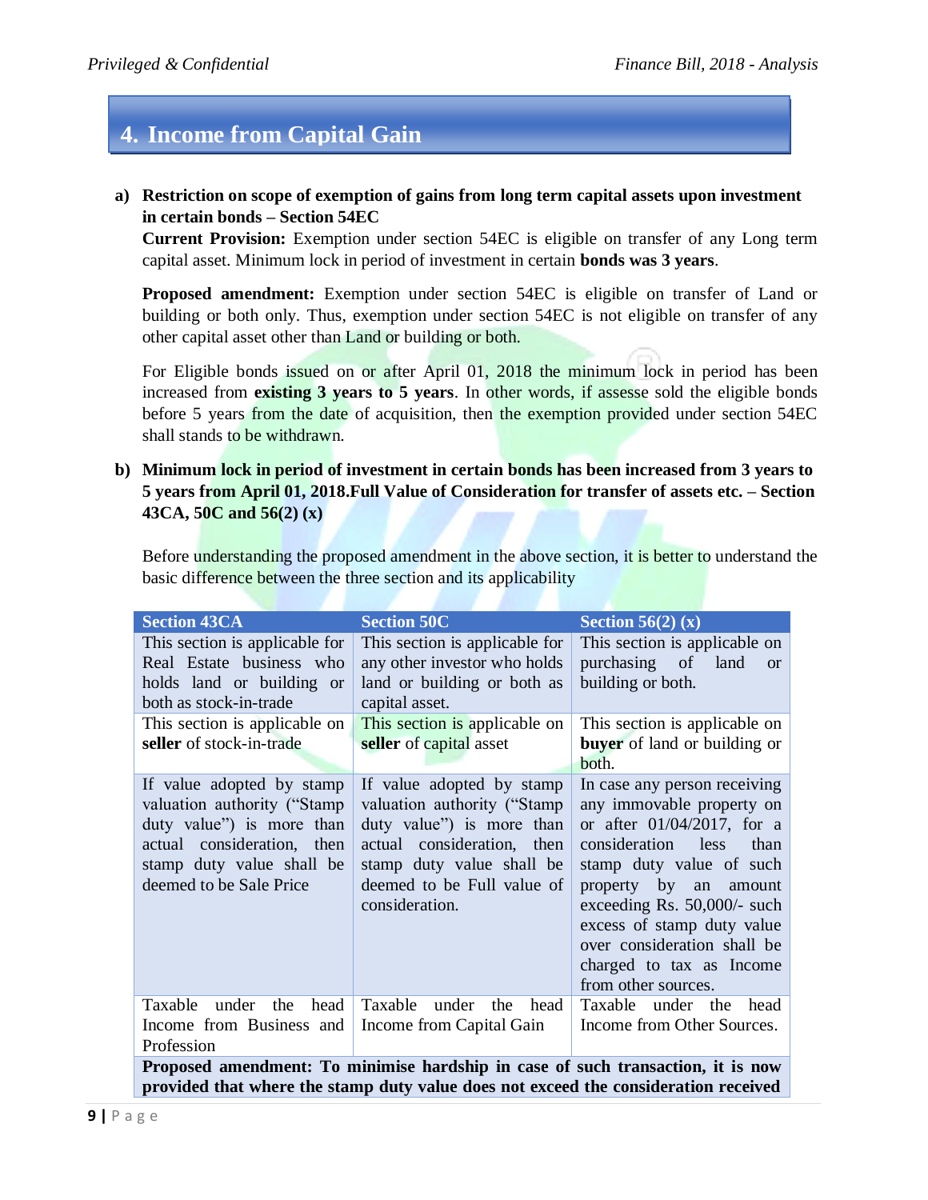# 4. Income from Capital Gain

**a) Restriction on scope of exemption of gains from long term capital assets upon investment in certain bonds – Section 54EC**

**Current Provision:** Exemption under section 54EC is eligible on transfer of any Long term capital asset. Minimum lock in period of investment in certain **bonds was 3 years**.

**Proposed amendment:** Exemption under section 54EC is eligible on transfer of Land or building or both only. Thus, exemption under section 54EC is not eligible on transfer of any other capital asset other than Land or building or both.

For Eligible bonds issued on or after April 01, 2018 the minimum lock in period has been increased from **existing 3 years to 5 years**. In other words, if assesse sold the eligible bonds before 5 years from the date of acquisition, then the exemption provided under section 54EC shall stands to be withdrawn.

**b) Minimum lock in period of investment in certain bonds has been increased from 3 years to 5 years from April 01, 2018.Full Value of Consideration for transfer of assets etc. – Section 43CA, 50C and 56(2) (x)**

Before understanding the proposed amendment in the above section, it is better to understand the basic difference between the three section and its applicability

| Section 43CA | Section 50C | Section 56(2) (x) |
|---|---|---|
| This section is applicable for Real Estate business who holds land or building or both as stock-in-trade | This section is applicable for any other investor who holds land or building or both as capital asset. | This section is applicable on purchasing of land or building or both. |
| This section is applicable on **seller** of stock-in-trade | This section is applicable on **seller** of capital asset | This section is applicable on **buyer** of land or building or both. |
| If value adopted by stamp valuation authority ("Stamp duty value") is more than actual consideration, then stamp duty value shall be deemed to be Sale Price | If value adopted by stamp valuation authority ("Stamp duty value") is more than actual consideration, then stamp duty value shall be deemed to be Full value of consideration. | In case any person receiving any immovable property on or after 01/04/2017, for a consideration less than stamp duty value of such property by an amount exceeding Rs. 50,000/- such excess of stamp duty value over consideration shall be charged to tax as Income from other sources. |
| Taxable under the head Income from Business and Profession | Taxable under the head Income from Capital Gain | Taxable under the head Income from Other Sources. |
| **Proposed amendment: To minimise hardship in case of such transaction, it is now provided that where the stamp duty value does not exceed the consideration received** | | |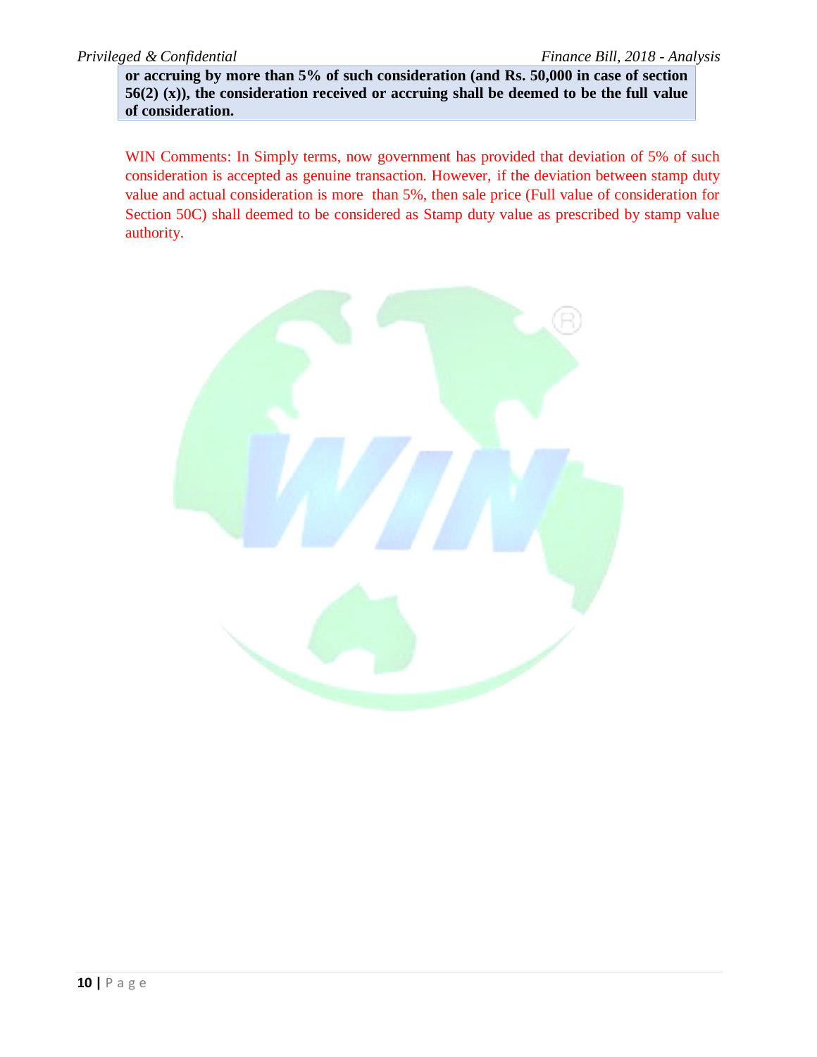**or accruing by more than 5% of such consideration (and Rs. 50,000 in case of section 56(2) (x)), the consideration received or accruing shall be deemed to be the full value of consideration.**

WIN Comments: In Simply terms, now government has provided that deviation of 5% of such consideration is accepted as genuine transaction. However, if the deviation between stamp duty value and actual consideration is more than 5%, then sale price (Full value of consideration for Section 50C) shall deemed to be considered as Stamp duty value as prescribed by stamp value authority.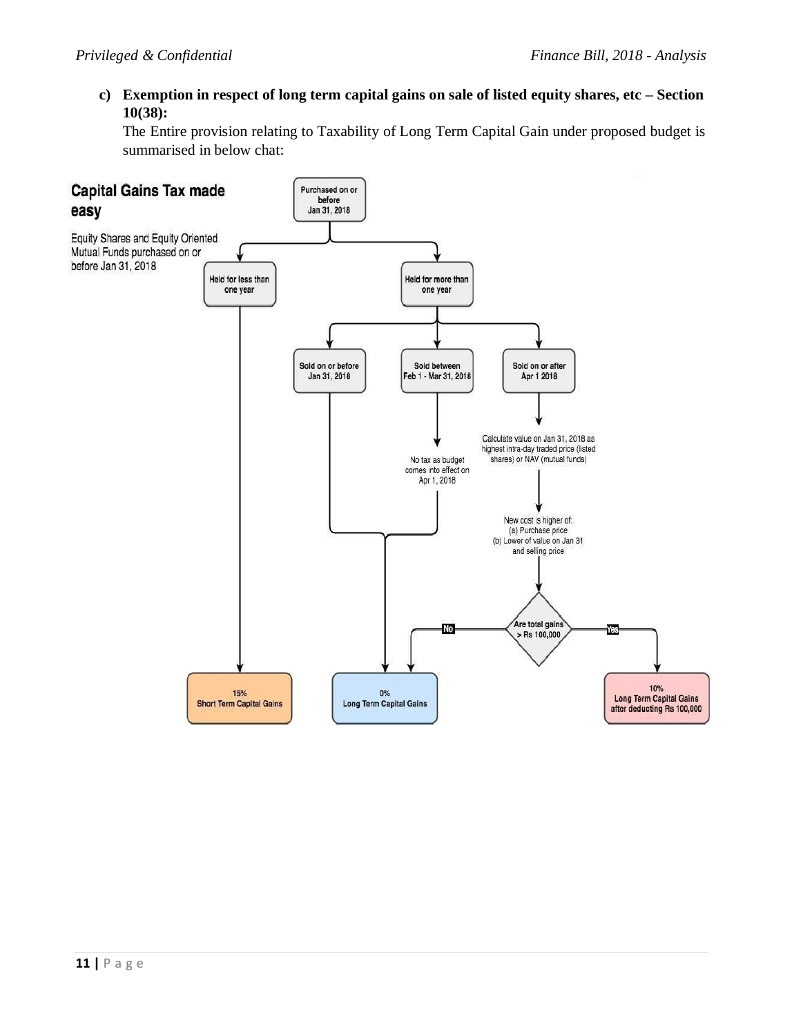**c) Exemption in respect of long term capital gains on sale of listed equity shares, etc – Section 10(38):**

The Entire provision relating to Taxability of Long Term Capital Gain under proposed budget is summarised in below chat:

**Capital Gains Tax made easy**

Equity Shares and Equity Oriented Mutual Funds purchased on or before Jan 31, 2018

- Purchased on or before Jan 31, 2018
  - Held for less than one year → 15% Short Term Capital Gains
  - Held for more than one year
    - Sold on or before Jan 31, 2018 → 0% Long Term Capital Gains
    - Sold between Feb 1 - Mar 31, 2018 → No tax as budget comes into effect on Apr 1, 2018 → 0% Long Term Capital Gains
    - Sold on or after Apr 1 2018 → Calculate value on Jan 31, 2018 as highest intra-day traded price (listed shares) or NAV (mutual funds) → New cost is higher of: (a) Purchase price (b) Lower of value on Jan 31 and selling price → Are total gains > Rs 100,000?
      - No → 0% Long Term Capital Gains
      - Yes → 10% Long Term Capital Gains after deducting Rs 100,000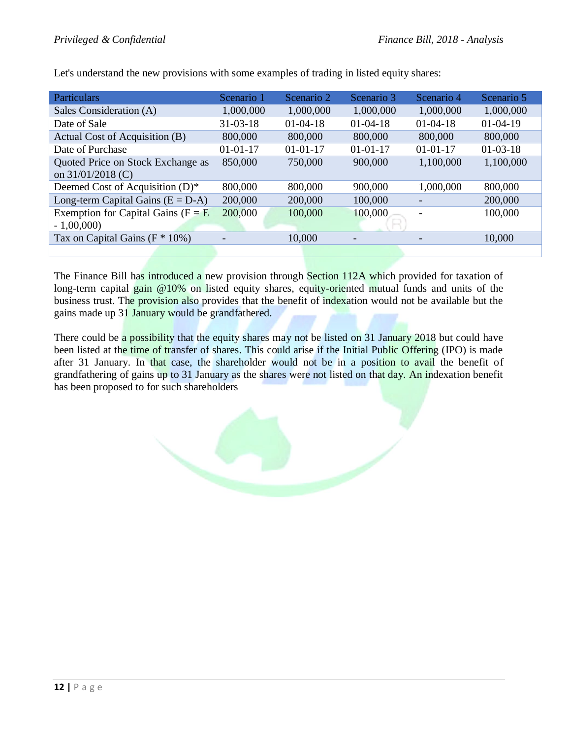Let's understand the new provisions with some examples of trading in listed equity shares:

| Particulars | Scenario 1 | Scenario 2 | Scenario 3 | Scenario 4 | Scenario 5 |
|---|---|---|---|---|---|
| Sales Consideration (A) | 1,000,000 | 1,000,000 | 1,000,000 | 1,000,000 | 1,000,000 |
| Date of Sale | 31-03-18 | 01-04-18 | 01-04-18 | 01-04-18 | 01-04-19 |
| Actual Cost of Acquisition (B) | 800,000 | 800,000 | 800,000 | 800,000 | 800,000 |
| Date of Purchase | 01-01-17 | 01-01-17 | 01-01-17 | 01-01-17 | 01-03-18 |
| Quoted Price on Stock Exchange as on 31/01/2018 (C) | 850,000 | 750,000 | 900,000 | 1,100,000 | 1,100,000 |
| Deemed Cost of Acquisition (D)* | 800,000 | 800,000 | 900,000 | 1,000,000 | 800,000 |
| Long-term Capital Gains (E = D-A) | 200,000 | 200,000 | 100,000 | - | 200,000 |
| Exemption for Capital Gains (F = E - 1,00,000) | 200,000 | 100,000 | 100,000 | - | 100,000 |
| Tax on Capital Gains (F * 10%) | - | 10,000 | - | - | 10,000 |

The Finance Bill has introduced a new provision through Section 112A which provided for taxation of long-term capital gain @10% on listed equity shares, equity-oriented mutual funds and units of the business trust. The provision also provides that the benefit of indexation would not be available but the gains made up 31 January would be grandfathered.

There could be a possibility that the equity shares may not be listed on 31 January 2018 but could have been listed at the time of transfer of shares. This could arise if the Initial Public Offering (IPO) is made after 31 January. In that case, the shareholder would not be in a position to avail the benefit of grandfathering of gains up to 31 January as the shares were not listed on that day. An indexation benefit has been proposed to for such shareholders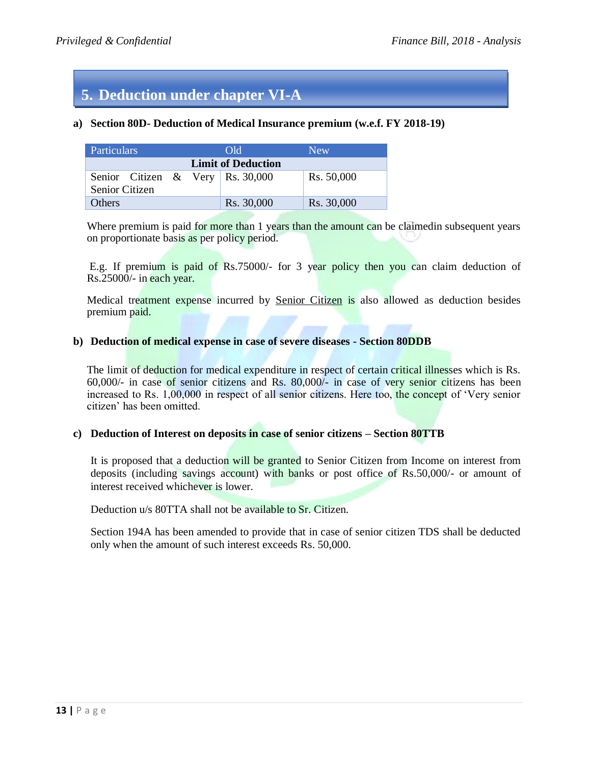## 5. Deduction under chapter VI-A

**a) Section 80D- Deduction of Medical Insurance premium (w.e.f. FY 2018-19)**

| Particulars | Old | New |
|---|---|---|
| **Limit of Deduction** | | |
| Senior Citizen & Very Senior Citizen | Rs. 30,000 | Rs. 50,000 |
| Others | Rs. 30,000 | Rs. 30,000 |

Where premium is paid for more than 1 years than the amount can be claimedin subsequent years on proportionate basis as per policy period.

E.g. If premium is paid of Rs.75000/- for 3 year policy then you can claim deduction of Rs.25000/- in each year.

Medical treatment expense incurred by Senior Citizen is also allowed as deduction besides premium paid.

**b) Deduction of medical expense in case of severe diseases - Section 80DDB**

The limit of deduction for medical expenditure in respect of certain critical illnesses which is Rs. 60,000/- in case of senior citizens and Rs. 80,000/- in case of very senior citizens has been increased to Rs. 1,00,000 in respect of all senior citizens. Here too, the concept of 'Very senior citizen' has been omitted.

**c) Deduction of Interest on deposits in case of senior citizens – Section 80TTB**

It is proposed that a deduction will be granted to Senior Citizen from Income on interest from deposits (including savings account) with banks or post office of Rs.50,000/- or amount of interest received whichever is lower.

Deduction u/s 80TTA shall not be available to Sr. Citizen.

Section 194A has been amended to provide that in case of senior citizen TDS shall be deducted only when the amount of such interest exceeds Rs. 50,000.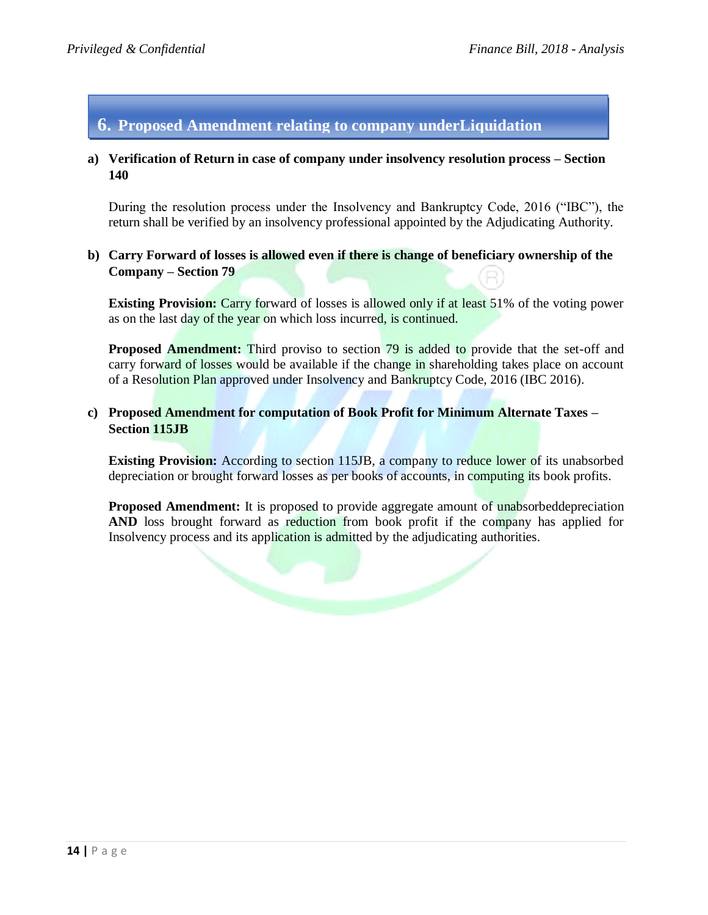## 6. Proposed Amendment relating to company underLiquidation

**a) Verification of Return in case of company under insolvency resolution process – Section 140**

During the resolution process under the Insolvency and Bankruptcy Code, 2016 ("IBC"), the return shall be verified by an insolvency professional appointed by the Adjudicating Authority.

**b) Carry Forward of losses is allowed even if there is change of beneficiary ownership of the Company – Section 79**

**Existing Provision:** Carry forward of losses is allowed only if at least 51% of the voting power as on the last day of the year on which loss incurred, is continued.

**Proposed Amendment:** Third proviso to section 79 is added to provide that the set-off and carry forward of losses would be available if the change in shareholding takes place on account of a Resolution Plan approved under Insolvency and Bankruptcy Code, 2016 (IBC 2016).

**c) Proposed Amendment for computation of Book Profit for Minimum Alternate Taxes – Section 115JB**

**Existing Provision:** According to section 115JB, a company to reduce lower of its unabsorbed depreciation or brought forward losses as per books of accounts, in computing its book profits.

**Proposed Amendment:** It is proposed to provide aggregate amount of unabsorbeddepreciation **AND** loss brought forward as reduction from book profit if the company has applied for Insolvency process and its application is admitted by the adjudicating authorities.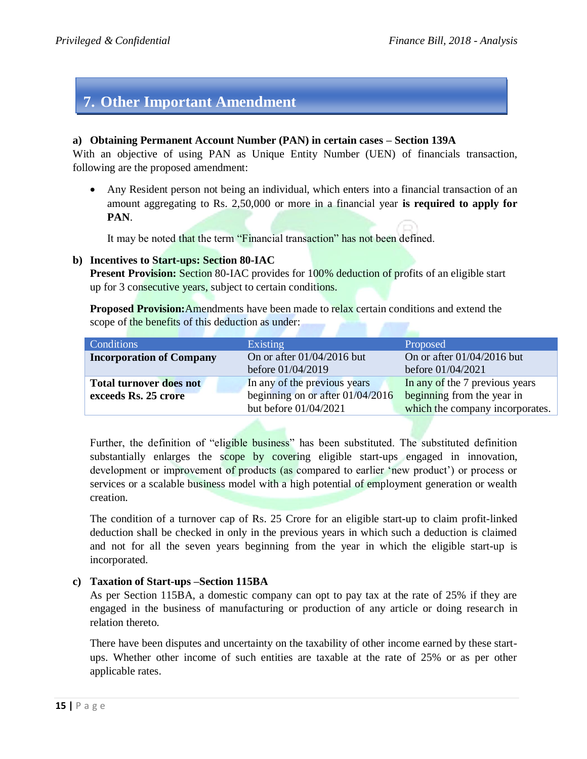## 7. Other Important Amendment

**a) Obtaining Permanent Account Number (PAN) in certain cases – Section 139A**

With an objective of using PAN as Unique Entity Number (UEN) of financials transaction, following are the proposed amendment:

- Any Resident person not being an individual, which enters into a financial transaction of an amount aggregating to Rs. 2,50,000 or more in a financial year **is required to apply for PAN**.

  It may be noted that the term "Financial transaction" has not been defined.

**b) Incentives to Start-ups: Section 80-IAC**

**Present Provision:** Section 80-IAC provides for 100% deduction of profits of an eligible start up for 3 consecutive years, subject to certain conditions.

**Proposed Provision:** Amendments have been made to relax certain conditions and extend the scope of the benefits of this deduction as under:

| Conditions | Existing | Proposed |
|---|---|---|
| **Incorporation of Company** | On or after 01/04/2016 but before 01/04/2019 | On or after 01/04/2016 but before 01/04/2021 |
| **Total turnover does not exceeds Rs. 25 crore** | In any of the previous years beginning on or after 01/04/2016 but before 01/04/2021 | In any of the 7 previous years beginning from the year in which the company incorporates. |

Further, the definition of "eligible business" has been substituted. The substituted definition substantially enlarges the scope by covering eligible start-ups engaged in innovation, development or improvement of products (as compared to earlier 'new product') or process or services or a scalable business model with a high potential of employment generation or wealth creation.

The condition of a turnover cap of Rs. 25 Crore for an eligible start-up to claim profit-linked deduction shall be checked in only in the previous years in which such a deduction is claimed and not for all the seven years beginning from the year in which the eligible start-up is incorporated.

**c) Taxation of Start-ups –Section 115BA**

As per Section 115BA, a domestic company can opt to pay tax at the rate of 25% if they are engaged in the business of manufacturing or production of any article or doing research in relation thereto.

There have been disputes and uncertainty on the taxability of other income earned by these start-ups. Whether other income of such entities are taxable at the rate of 25% or as per other applicable rates.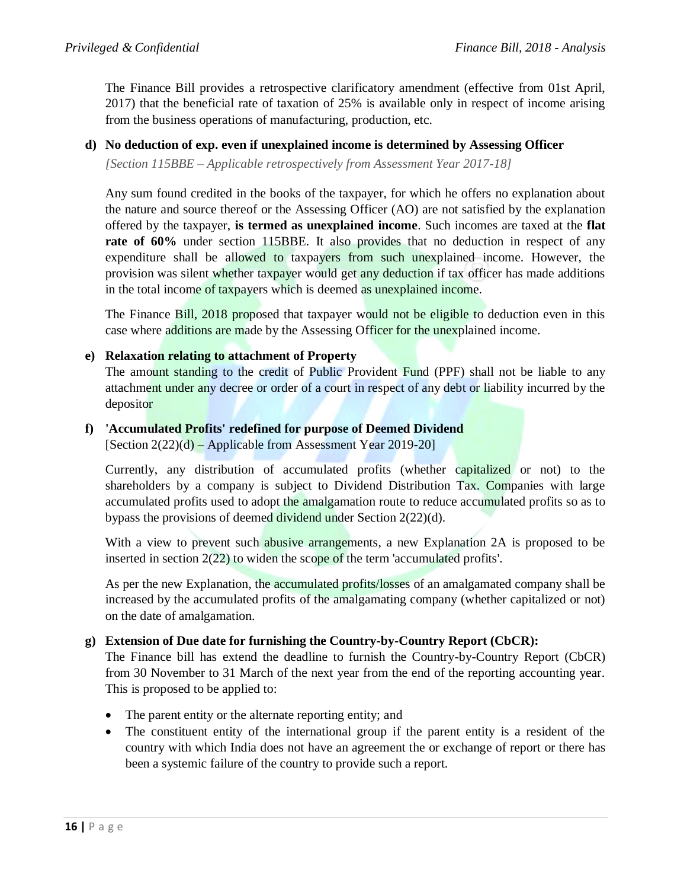The Finance Bill provides a retrospective clarificatory amendment (effective from 01st April, 2017) that the beneficial rate of taxation of 25% is available only in respect of income arising from the business operations of manufacturing, production, etc.

**d) No deduction of exp. even if unexplained income is determined by Assessing Officer**

*[Section 115BBE – Applicable retrospectively from Assessment Year 2017-18]*

Any sum found credited in the books of the taxpayer, for which he offers no explanation about the nature and source thereof or the Assessing Officer (AO) are not satisfied by the explanation offered by the taxpayer, **is termed as unexplained income**. Such incomes are taxed at the **flat rate of 60%** under section 115BBE. It also provides that no deduction in respect of any expenditure shall be allowed to taxpayers from such unexplained income. However, the provision was silent whether taxpayer would get any deduction if tax officer has made additions in the total income of taxpayers which is deemed as unexplained income.

The Finance Bill, 2018 proposed that taxpayer would not be eligible to deduction even in this case where additions are made by the Assessing Officer for the unexplained income.

**e) Relaxation relating to attachment of Property**

The amount standing to the credit of Public Provident Fund (PPF) shall not be liable to any attachment under any decree or order of a court in respect of any debt or liability incurred by the depositor

**f) 'Accumulated Profits' redefined for purpose of Deemed Dividend**

[Section 2(22)(d) – Applicable from Assessment Year 2019-20]

Currently, any distribution of accumulated profits (whether capitalized or not) to the shareholders by a company is subject to Dividend Distribution Tax. Companies with large accumulated profits used to adopt the amalgamation route to reduce accumulated profits so as to bypass the provisions of deemed dividend under Section 2(22)(d).

With a view to prevent such abusive arrangements, a new Explanation 2A is proposed to be inserted in section 2(22) to widen the scope of the term 'accumulated profits'.

As per the new Explanation, the accumulated profits/losses of an amalgamated company shall be increased by the accumulated profits of the amalgamating company (whether capitalized or not) on the date of amalgamation.

**g) Extension of Due date for furnishing the Country-by-Country Report (CbCR):**

The Finance bill has extend the deadline to furnish the Country-by-Country Report (CbCR) from 30 November to 31 March of the next year from the end of the reporting accounting year. This is proposed to be applied to:

- The parent entity or the alternate reporting entity; and
- The constituent entity of the international group if the parent entity is a resident of the country with which India does not have an agreement the or exchange of report or there has been a systemic failure of the country to provide such a report.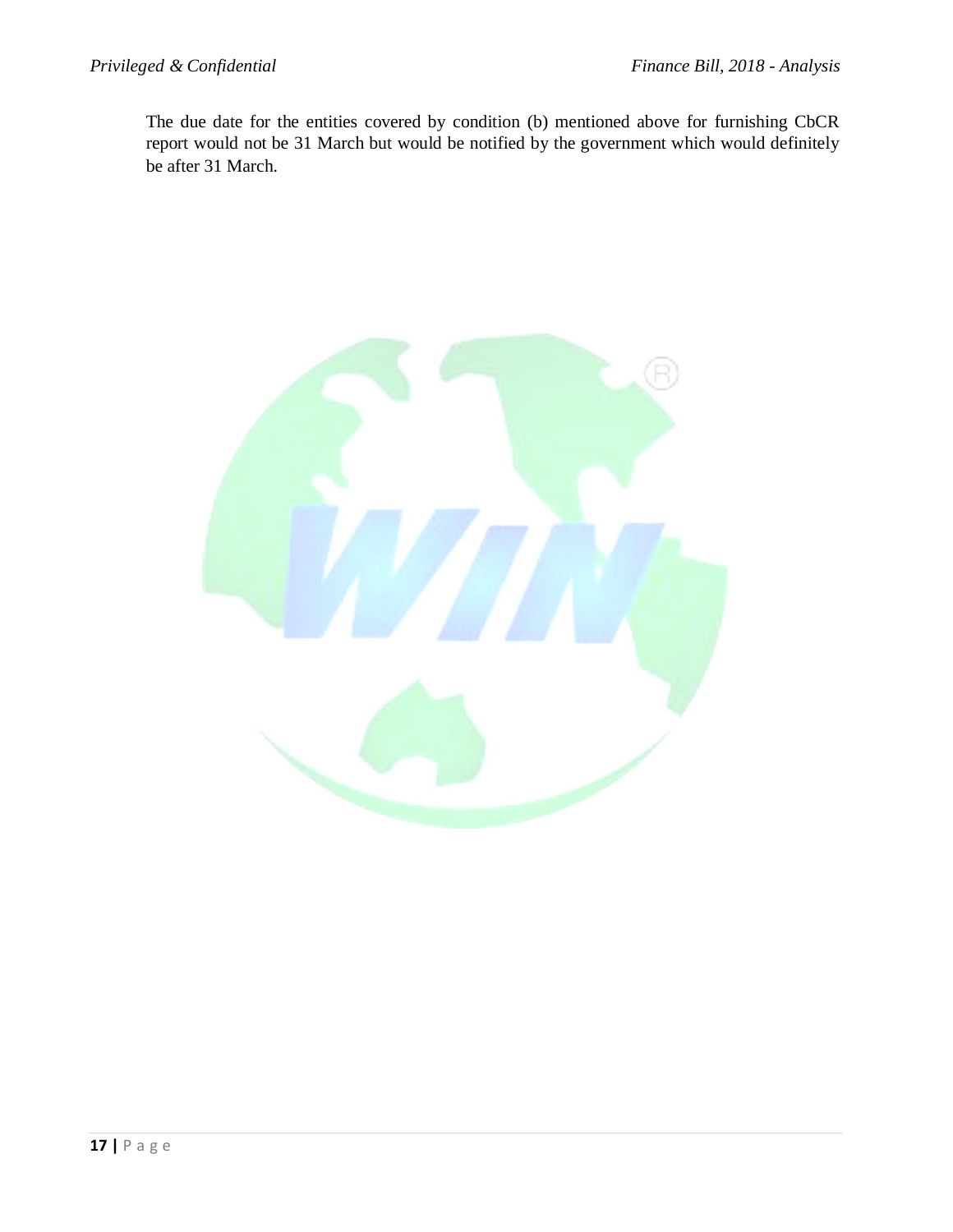The due date for the entities covered by condition (b) mentioned above for furnishing CbCR report would not be 31 March but would be notified by the government which would definitely be after 31 March.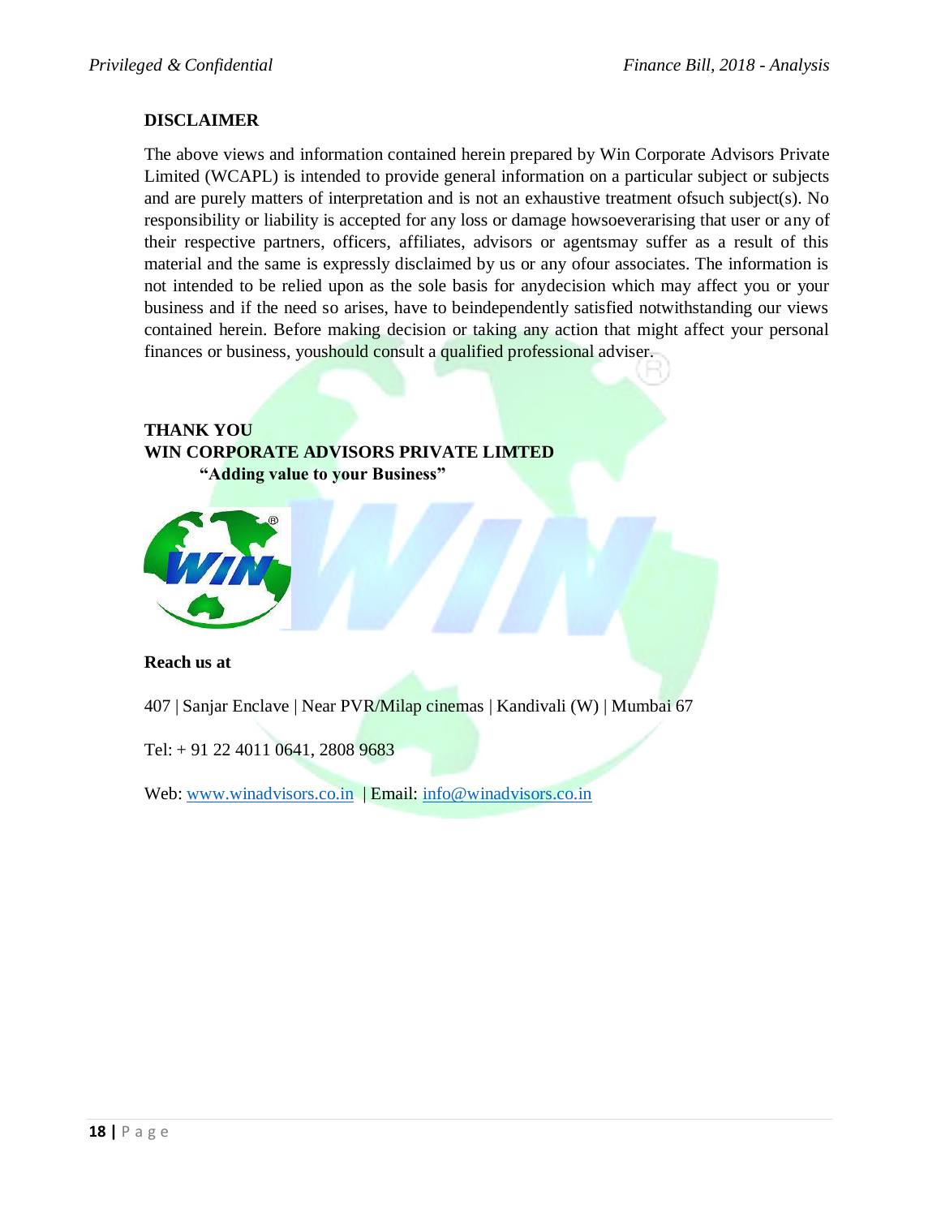**DISCLAIMER**

The above views and information contained herein prepared by Win Corporate Advisors Private Limited (WCAPL) is intended to provide general information on a particular subject or subjects and are purely matters of interpretation and is not an exhaustive treatment ofsuch subject(s). No responsibility or liability is accepted for any loss or damage howsoeverarising that user or any of their respective partners, officers, affiliates, advisors or agentsmay suffer as a result of this material and the same is expressly disclaimed by us or any ofour associates. The information is not intended to be relied upon as the sole basis for anydecision which may affect you or your business and if the need so arises, have to beindependently satisfied notwithstanding our views contained herein. Before making decision or taking any action that might affect your personal finances or business, youshould consult a qualified professional adviser.

**THANK YOU**
**WIN CORPORATE ADVISORS PRIVATE LIMTED**
**"Adding value to your Business"**

**Reach us at**

407 | Sanjar Enclave | Near PVR/Milap cinemas | Kandivali (W) | Mumbai 67

Tel: + 91 22 4011 0641, 2808 9683

Web: www.winadvisors.co.in | Email: info@winadvisors.co.in